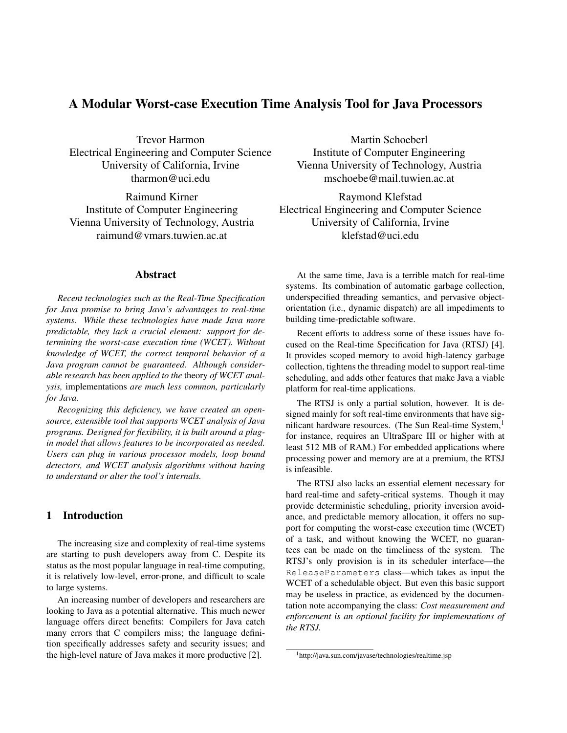# A Modular Worst-case Execution Time Analysis Tool for Java Processors

Trevor Harmon
Electrical Engineering and Computer Science
University of California, Irvine
tharmon@uci.edu

Martin Schoeberl
Institute of Computer Engineering
Vienna University of Technology, Austria
mschoebe@mail.tuwien.ac.at

Raimund Kirner
Institute of Computer Engineering
Vienna University of Technology, Austria
raimund@vmars.tuwien.ac.at

Raymond Klefstad
Electrical Engineering and Computer Science
University of California, Irvine
klefstad@uci.edu

## Abstract

*Recent technologies such as the Real-Time Specification for Java promise to bring Java's advantages to real-time systems. While these technologies have made Java more predictable, they lack a crucial element: support for determining the worst-case execution time (WCET). Without knowledge of WCET, the correct temporal behavior of a Java program cannot be guaranteed. Although considerable research has been applied to the* theory *of WCET analysis,* implementations *are much less common, particularly for Java.*

*Recognizing this deficiency, we have created an open-source, extensible tool that supports WCET analysis of Java programs. Designed for flexibility, it is built around a plug-in model that allows features to be incorporated as needed. Users can plug in various processor models, loop bound detectors, and WCET analysis algorithms without having to understand or alter the tool's internals.*

## 1 Introduction

The increasing size and complexity of real-time systems are starting to push developers away from C. Despite its status as the most popular language in real-time computing, it is relatively low-level, error-prone, and difficult to scale to large systems.

An increasing number of developers and researchers are looking to Java as a potential alternative. This much newer language offers direct benefits: Compilers for Java catch many errors that C compilers miss; the language definition specifically addresses safety and security issues; and the high-level nature of Java makes it more productive [2].

At the same time, Java is a terrible match for real-time systems. Its combination of automatic garbage collection, underspecified threading semantics, and pervasive object-orientation (i.e., dynamic dispatch) are all impediments to building time-predictable software.

Recent efforts to address some of these issues have focused on the Real-time Specification for Java (RTSJ) [4]. It provides scoped memory to avoid high-latency garbage collection, tightens the threading model to support real-time scheduling, and adds other features that make Java a viable platform for real-time applications.

The RTSJ is only a partial solution, however. It is designed mainly for soft real-time environments that have significant hardware resources. (The Sun Real-time System,[1] for instance, requires an UltraSparc III or higher with at least 512 MB of RAM.) For embedded applications where processing power and memory are at a premium, the RTSJ is infeasible.

The RTSJ also lacks an essential element necessary for hard real-time and safety-critical systems. Though it may provide deterministic scheduling, priority inversion avoidance, and predictable memory allocation, it offers no support for computing the worst-case execution time (WCET) of a task, and without knowing the WCET, no guarantees can be made on the timeliness of the system. The RTSJ's only provision is in its scheduler interface—the `ReleaseParameters` class—which takes as input the WCET of a schedulable object. But even this basic support may be useless in practice, as evidenced by the documentation note accompanying the class: *Cost measurement and enforcement is an optional facility for implementations of the RTSJ.*

[1] http://java.sun.com/javase/technologies/realtime.jsp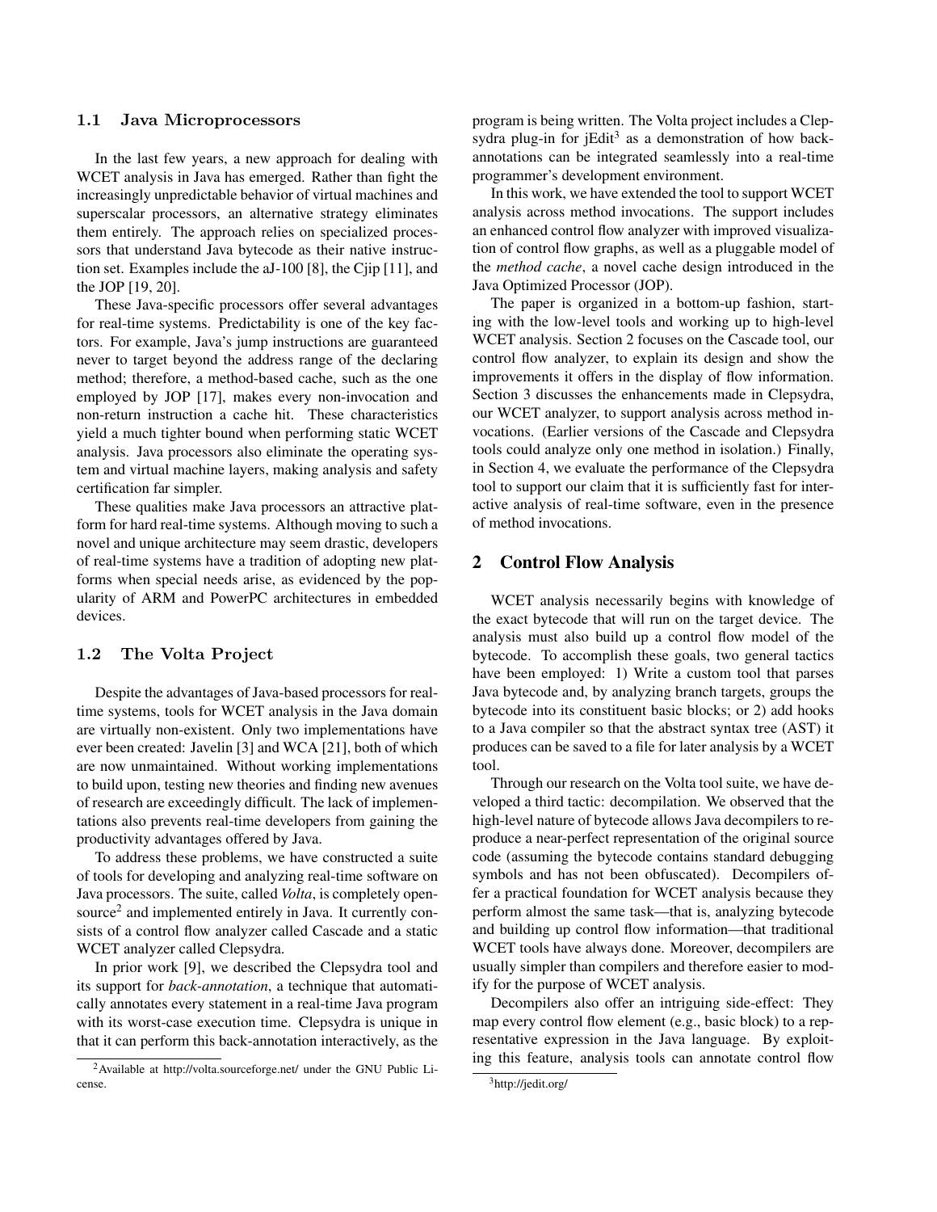### 1.1 Java Microprocessors

In the last few years, a new approach for dealing with WCET analysis in Java has emerged. Rather than fight the increasingly unpredictable behavior of virtual machines and superscalar processors, an alternative strategy eliminates them entirely. The approach relies on specialized processors that understand Java bytecode as their native instruction set. Examples include the aJ-100 [8], the Cjip [11], and the JOP [19, 20].

These Java-specific processors offer several advantages for real-time systems. Predictability is one of the key factors. For example, Java's jump instructions are guaranteed never to target beyond the address range of the declaring method; therefore, a method-based cache, such as the one employed by JOP [17], makes every non-invocation and non-return instruction a cache hit. These characteristics yield a much tighter bound when performing static WCET analysis. Java processors also eliminate the operating system and virtual machine layers, making analysis and safety certification far simpler.

These qualities make Java processors an attractive platform for hard real-time systems. Although moving to such a novel and unique architecture may seem drastic, developers of real-time systems have a tradition of adopting new platforms when special needs arise, as evidenced by the popularity of ARM and PowerPC architectures in embedded devices.

### 1.2 The Volta Project

Despite the advantages of Java-based processors for real-time systems, tools for WCET analysis in the Java domain are virtually non-existent. Only two implementations have ever been created: Javelin [3] and WCA [21], both of which are now unmaintained. Without working implementations to build upon, testing new theories and finding new avenues of research are exceedingly difficult. The lack of implementations also prevents real-time developers from gaining the productivity advantages offered by Java.

To address these problems, we have constructed a suite of tools for developing and analyzing real-time software on Java processors. The suite, called *Volta*, is completely open-source[2] and implemented entirely in Java. It currently consists of a control flow analyzer called Cascade and a static WCET analyzer called Clepsydra.

In prior work [9], we described the Clepsydra tool and its support for *back-annotation*, a technique that automatically annotates every statement in a real-time Java program with its worst-case execution time. Clepsydra is unique in that it can perform this back-annotation interactively, as the program is being written. The Volta project includes a Clepsydra plug-in for jEdit[3] as a demonstration of how back-annotations can be integrated seamlessly into a real-time programmer's development environment.

In this work, we have extended the tool to support WCET analysis across method invocations. The support includes an enhanced control flow analyzer with improved visualization of control flow graphs, as well as a pluggable model of the *method cache*, a novel cache design introduced in the Java Optimized Processor (JOP).

The paper is organized in a bottom-up fashion, starting with the low-level tools and working up to high-level WCET analysis. Section 2 focuses on the Cascade tool, our control flow analyzer, to explain its design and show the improvements it offers in the display of flow information. Section 3 discusses the enhancements made in Clepsydra, our WCET analyzer, to support analysis across method invocations. (Earlier versions of the Cascade and Clepsydra tools could analyze only one method in isolation.) Finally, in Section 4, we evaluate the performance of the Clepsydra tool to support our claim that it is sufficiently fast for interactive analysis of real-time software, even in the presence of method invocations.

## 2 Control Flow Analysis

WCET analysis necessarily begins with knowledge of the exact bytecode that will run on the target device. The analysis must also build up a control flow model of the bytecode. To accomplish these goals, two general tactics have been employed: 1) Write a custom tool that parses Java bytecode and, by analyzing branch targets, groups the bytecode into its constituent basic blocks; or 2) add hooks to a Java compiler so that the abstract syntax tree (AST) it produces can be saved to a file for later analysis by a WCET tool.

Through our research on the Volta tool suite, we have developed a third tactic: decompilation. We observed that the high-level nature of bytecode allows Java decompilers to reproduce a near-perfect representation of the original source code (assuming the bytecode contains standard debugging symbols and has not been obfuscated). Decompilers offer a practical foundation for WCET analysis because they perform almost the same task—that is, analyzing bytecode and building up control flow information—that traditional WCET tools have always done. Moreover, decompilers are usually simpler than compilers and therefore easier to modify for the purpose of WCET analysis.

Decompilers also offer an intriguing side-effect: They map every control flow element (e.g., basic block) to a representative expression in the Java language. By exploiting this feature, analysis tools can annotate control flow

[2] Available at http://volta.sourceforge.net/ under the GNU Public License.

[3] http://jedit.org/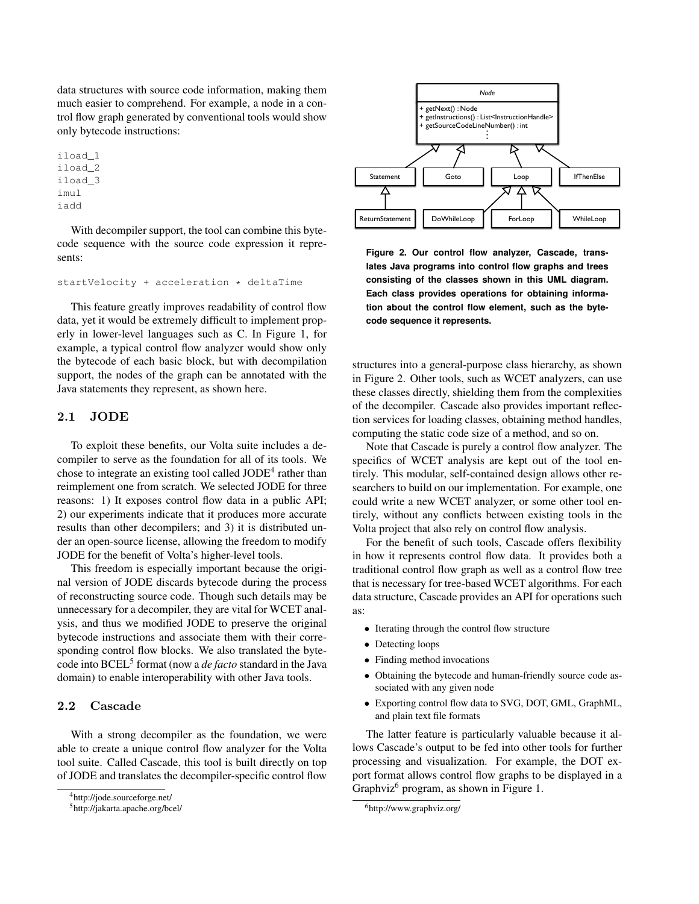data structures with source code information, making them much easier to comprehend. For example, a node in a control flow graph generated by conventional tools would show only bytecode instructions:

```
iload_1
iload_2
iload_3
imul
iadd
```

With decompiler support, the tool can combine this bytecode sequence with the source code expression it represents:

```
startVelocity + acceleration * deltaTime
```

This feature greatly improves readability of control flow data, yet it would be extremely difficult to implement properly in lower-level languages such as C. In Figure 1, for example, a typical control flow analyzer would show only the bytecode of each basic block, but with decompilation support, the nodes of the graph can be annotated with the Java statements they represent, as shown here.

## 2.1 JODE

To exploit these benefits, our Volta suite includes a decompiler to serve as the foundation for all of its tools. We chose to integrate an existing tool called JODE[4] rather than reimplement one from scratch. We selected JODE for three reasons: 1) It exposes control flow data in a public API; 2) our experiments indicate that it produces more accurate results than other decompilers; and 3) it is distributed under an open-source license, allowing the freedom to modify JODE for the benefit of Volta's higher-level tools.

This freedom is especially important because the original version of JODE discards bytecode during the process of reconstructing source code. Though such details may be unnecessary for a decompiler, they are vital for WCET analysis, and thus we modified JODE to preserve the original bytecode instructions and associate them with their corresponding control flow blocks. We also translated the bytecode into BCEL[5] format (now a *de facto* standard in the Java domain) to enable interoperability with other Java tools.

## 2.2 Cascade

With a strong decompiler as the foundation, we were able to create a unique control flow analyzer for the Volta tool suite. Called Cascade, this tool is built directly on top of JODE and translates the decompiler-specific control flow structures into a general-purpose class hierarchy, as shown in Figure 2. Other tools, such as WCET analyzers, can use these classes directly, shielding them from the complexities of the decompiler. Cascade also provides important reflection services for loading classes, obtaining method handles, computing the static code size of a method, and so on.

Node
+ getNext() : Node
+ getInstructions() : List<InstructionHandle>
+ getSourceCodeLineNumber() : int

Statement | Goto | Loop | IfThenElse

ReturnStatement | DoWhileLoop | ForLoop | WhileLoop

**Figure 2. Our control flow analyzer, Cascade, translates Java programs into control flow graphs and trees consisting of the classes shown in this UML diagram. Each class provides operations for obtaining information about the control flow element, such as the bytecode sequence it represents.**

Note that Cascade is purely a control flow analyzer. The specifics of WCET analysis are kept out of the tool entirely. This modular, self-contained design allows other researchers to build on our implementation. For example, one could write a new WCET analyzer, or some other tool entirely, without any conflicts between existing tools in the Volta project that also rely on control flow analysis.

For the benefit of such tools, Cascade offers flexibility in how it represents control flow data. It provides both a traditional control flow graph as well as a control flow tree that is necessary for tree-based WCET algorithms. For each data structure, Cascade provides an API for operations such as:

- Iterating through the control flow structure
- Detecting loops
- Finding method invocations
- Obtaining the bytecode and human-friendly source code associated with any given node
- Exporting control flow data to SVG, DOT, GML, GraphML, and plain text file formats

The latter feature is particularly valuable because it allows Cascade's output to be fed into other tools for further processing and visualization. For example, the DOT export format allows control flow graphs to be displayed in a Graphviz[6] program, as shown in Figure 1.

[4] http://jode.sourceforge.net/

[5] http://jakarta.apache.org/bcel/

[6] http://www.graphviz.org/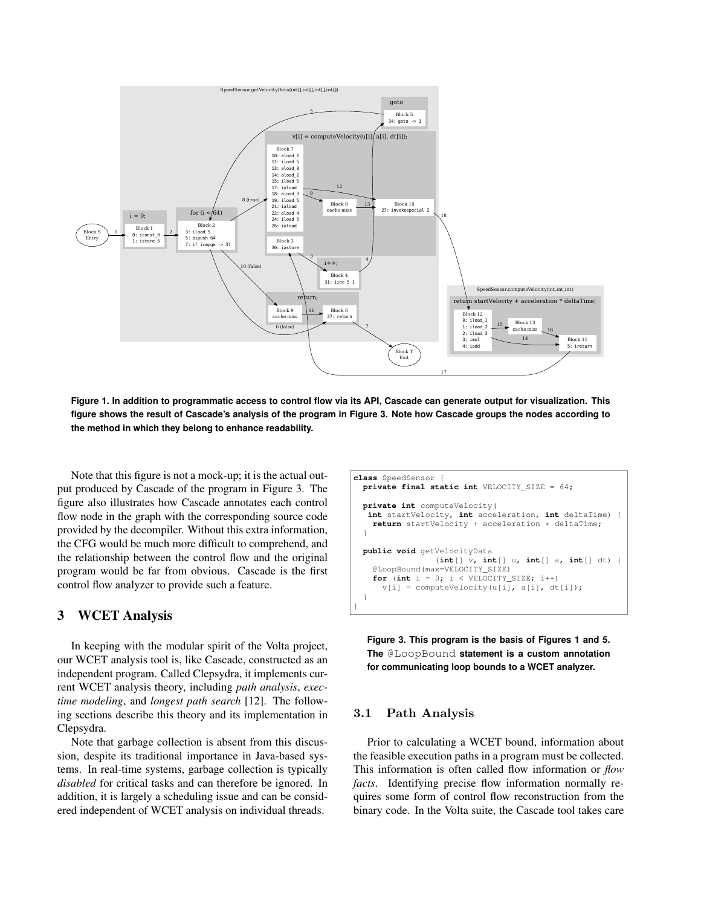**Figure 1. In addition to programmatic access to control flow via its API, Cascade can generate output for visualization. This figure shows the result of Cascade's analysis of the program in Figure 3. Note how Cascade groups the nodes according to the method in which they belong to enhance readability.**

Note that this figure is not a mock-up; it is the actual output produced by Cascade of the program in Figure 3. The figure also illustrates how Cascade annotates each control flow node in the graph with the corresponding source code provided by the decompiler. Without this extra information, the CFG would be much more difficult to comprehend, and the relationship between the control flow and the original program would be far from obvious. Cascade is the first control flow analyzer to provide such a feature.

```
class SpeedSensor {
  private final static int VELOCITY_SIZE = 64;

  private int computeVelocity(
   int startVelocity, int acceleration, int deltaTime) {
    return startVelocity + acceleration * deltaTime;
  }

  public void getVelocityData
               (int[] v, int[] u, int[] a, int[] dt) {
    @LoopBound(max=VELOCITY_SIZE)
    for (int i = 0; i < VELOCITY_SIZE; i++)
      v[i] = computeVelocity(u[i], a[i], dt[i]);
  }
}
```

**Figure 3. This program is the basis of Figures 1 and 5. The @LoopBound statement is a custom annotation for communicating loop bounds to a WCET analyzer.**

## 3 WCET Analysis

In keeping with the modular spirit of the Volta project, our WCET analysis tool is, like Cascade, constructed as an independent program. Called Clepsydra, it implements current WCET analysis theory, including *path analysis*, *exec-time modeling*, and *longest path search* [12]. The following sections describe this theory and its implementation in Clepsydra.

Note that garbage collection is absent from this discussion, despite its traditional importance in Java-based systems. In real-time systems, garbage collection is typically *disabled* for critical tasks and can therefore be ignored. In addition, it is largely a scheduling issue and can be considered independent of WCET analysis on individual threads.

### 3.1 Path Analysis

Prior to calculating a WCET bound, information about the feasible execution paths in a program must be collected. This information is often called flow information or *flow facts*. Identifying precise flow information normally requires some form of control flow reconstruction from the binary code. In the Volta suite, the Cascade tool takes care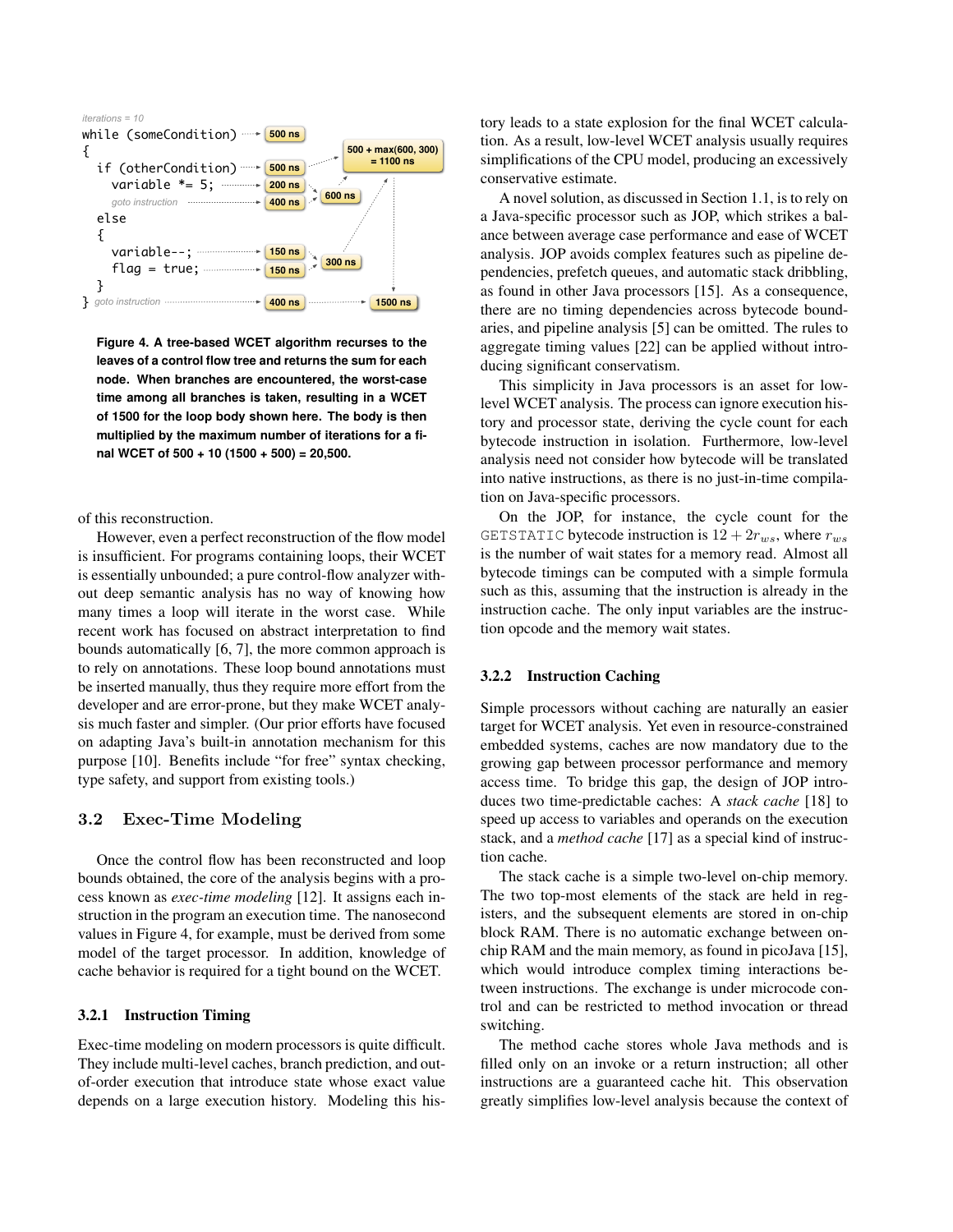```
iterations = 10
while (someCondition)          -> 500 ns
{                                              500 + max(600, 300)
  if (otherCondition)          -> 500 ns           = 1100 ns
    variable *= 5;             -> 200 ns
    goto instruction           -> 400 ns  -> 600 ns
  else
  {
    variable--;                -> 150 ns
    flag = true;               -> 150 ns  -> 300 ns
  }
} goto instruction             -> 400 ns  ->  1500 ns
```

**Figure 4. A tree-based WCET algorithm recurses to the leaves of a control flow tree and returns the sum for each node. When branches are encountered, the worst-case time among all branches is taken, resulting in a WCET of 1500 for the loop body shown here. The body is then multiplied by the maximum number of iterations for a final WCET of 500 + 10 (1500 + 500) = 20,500.**

of this reconstruction.

However, even a perfect reconstruction of the flow model is insufficient. For programs containing loops, their WCET is essentially unbounded; a pure control-flow analyzer without deep semantic analysis has no way of knowing how many times a loop will iterate in the worst case. While recent work has focused on abstract interpretation to find bounds automatically [6, 7], the more common approach is to rely on annotations. These loop bound annotations must be inserted manually, thus they require more effort from the developer and are error-prone, but they make WCET analysis much faster and simpler. (Our prior efforts have focused on adapting Java's built-in annotation mechanism for this purpose [10]. Benefits include "for free" syntax checking, type safety, and support from existing tools.)

## 3.2 Exec-Time Modeling

Once the control flow has been reconstructed and loop bounds obtained, the core of the analysis begins with a process known as *exec-time modeling* [12]. It assigns each instruction in the program an execution time. The nanosecond values in Figure 4, for example, must be derived from some model of the target processor. In addition, knowledge of cache behavior is required for a tight bound on the WCET.

### 3.2.1 Instruction Timing

Exec-time modeling on modern processors is quite difficult. They include multi-level caches, branch prediction, and out-of-order execution that introduce state whose exact value depends on a large execution history. Modeling this history leads to a state explosion for the final WCET calculation. As a result, low-level WCET analysis usually requires simplifications of the CPU model, producing an excessively conservative estimate.

A novel solution, as discussed in Section 1.1, is to rely on a Java-specific processor such as JOP, which strikes a balance between average case performance and ease of WCET analysis. JOP avoids complex features such as pipeline dependencies, prefetch queues, and automatic stack dribbling, as found in other Java processors [15]. As a consequence, there are no timing dependencies across bytecode boundaries, and pipeline analysis [5] can be omitted. The rules to aggregate timing values [22] can be applied without introducing significant conservatism.

This simplicity in Java processors is an asset for low-level WCET analysis. The process can ignore execution history and processor state, deriving the cycle count for each bytecode instruction in isolation. Furthermore, low-level analysis need not consider how bytecode will be translated into native instructions, as there is no just-in-time compilation on Java-specific processors.

On the JOP, for instance, the cycle count for the GETSTATIC bytecode instruction is $12 + 2r_{ws}$, where $r_{ws}$ is the number of wait states for a memory read. Almost all bytecode timings can be computed with a simple formula such as this, assuming that the instruction is already in the instruction cache. The only input variables are the instruction opcode and the memory wait states.

### 3.2.2 Instruction Caching

Simple processors without caching are naturally an easier target for WCET analysis. Yet even in resource-constrained embedded systems, caches are now mandatory due to the growing gap between processor performance and memory access time. To bridge this gap, the design of JOP introduces two time-predictable caches: A *stack cache* [18] to speed up access to variables and operands on the execution stack, and a *method cache* [17] as a special kind of instruction cache.

The stack cache is a simple two-level on-chip memory. The two top-most elements of the stack are held in registers, and the subsequent elements are stored in on-chip block RAM. There is no automatic exchange between on-chip RAM and the main memory, as found in picoJava [15], which would introduce complex timing interactions between instructions. The exchange is under microcode control and can be restricted to method invocation or thread switching.

The method cache stores whole Java methods and is filled only on an invoke or a return instruction; all other instructions are a guaranteed cache hit. This observation greatly simplifies low-level analysis because the context of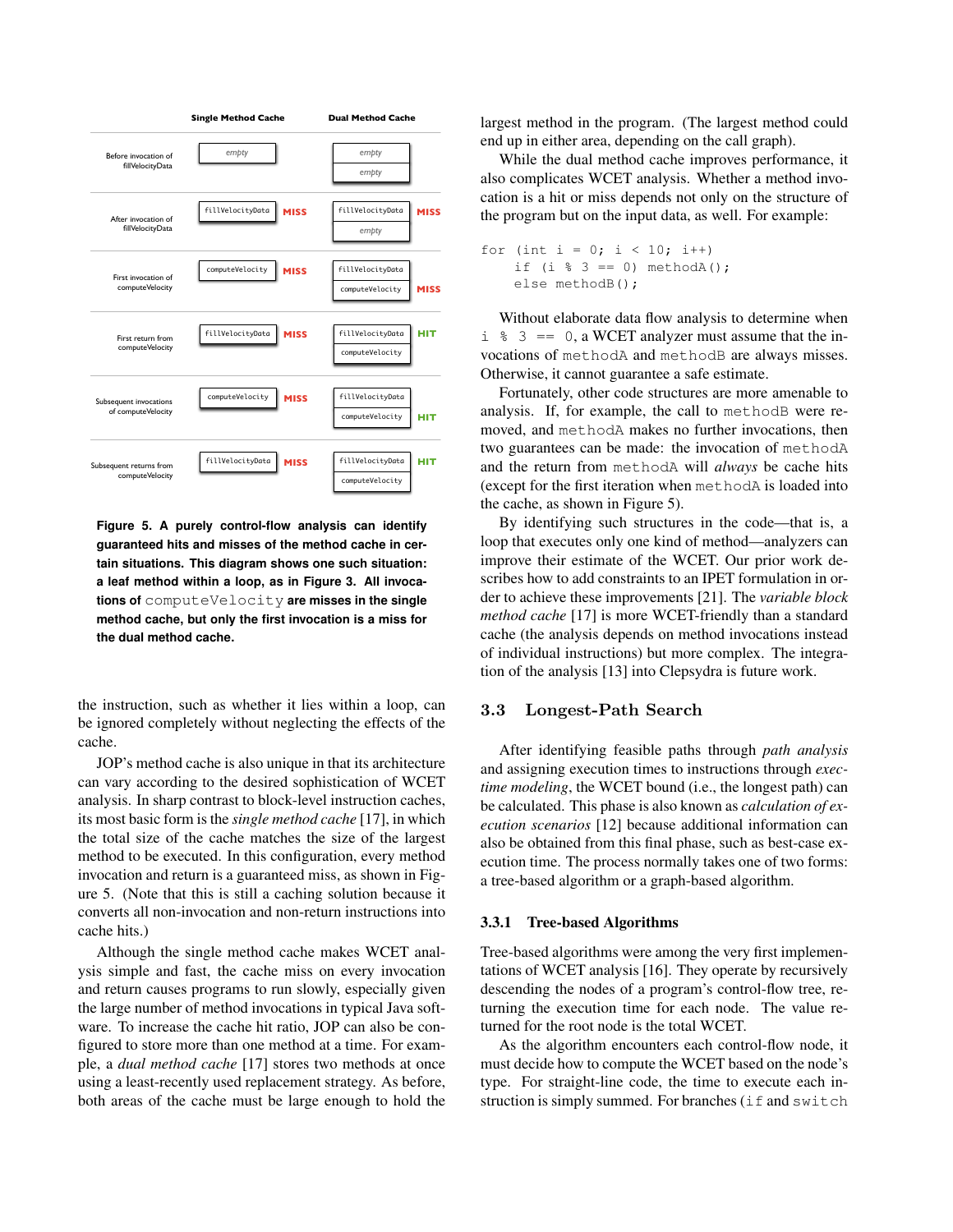| | Single Method Cache | | Dual Method Cache | |
|---|---|---|---|---|
| Before invocation of fillVelocityData | *empty* | | *empty* / *empty* | |
| After invocation of fillVelocityData | fillVelocityData | MISS | fillVelocityData / *empty* | MISS |
| First invocation of computeVelocity | computeVelocity | MISS | fillVelocityData / computeVelocity | MISS |
| First return from computeVelocity | fillVelocityData | MISS | fillVelocityData / computeVelocity | HIT |
| Subsequent invocations of computeVelocity | computeVelocity | MISS | fillVelocityData / computeVelocity | HIT |
| Subsequent returns from computeVelocity | fillVelocityData | MISS | fillVelocityData / computeVelocity | HIT |

**Figure 5. A purely control-flow analysis can identify guaranteed hits and misses of the method cache in certain situations. This diagram shows one such situation: a leaf method within a loop, as in Figure 3. All invocations of `computeVelocity` are misses in the single method cache, but only the first invocation is a miss for the dual method cache.**

the instruction, such as whether it lies within a loop, can be ignored completely without neglecting the effects of the cache.

JOP's method cache is also unique in that its architecture can vary according to the desired sophistication of WCET analysis. In sharp contrast to block-level instruction caches, its most basic form is the *single method cache* [17], in which the total size of the cache matches the size of the largest method to be executed. In this configuration, every method invocation and return is a guaranteed miss, as shown in Figure 5. (Note that this is still a caching solution because it converts all non-invocation and non-return instructions into cache hits.)

Although the single method cache makes WCET analysis simple and fast, the cache miss on every invocation and return causes programs to run slowly, especially given the large number of method invocations in typical Java software. To increase the cache hit ratio, JOP can also be configured to store more than one method at a time. For example, a *dual method cache* [17] stores two methods at once using a least-recently used replacement strategy. As before, both areas of the cache must be large enough to hold the largest method in the program. (The largest method could end up in either area, depending on the call graph).

While the dual method cache improves performance, it also complicates WCET analysis. Whether a method invocation is a hit or miss depends not only on the structure of the program but on the input data, as well. For example:

```
for (int i = 0; i < 10; i++)
    if (i % 3 == 0) methodA();
    else methodB();
```

Without elaborate data flow analysis to determine when `i % 3 == 0`, a WCET analyzer must assume that the invocations of `methodA` and `methodB` are always misses. Otherwise, it cannot guarantee a safe estimate.

Fortunately, other code structures are more amenable to analysis. If, for example, the call to `methodB` were removed, and `methodA` makes no further invocations, then two guarantees can be made: the invocation of `methodA` and the return from `methodA` will *always* be cache hits (except for the first iteration when `methodA` is loaded into the cache, as shown in Figure 5).

By identifying such structures in the code—that is, a loop that executes only one kind of method—analyzers can improve their estimate of the WCET. Our prior work describes how to add constraints to an IPET formulation in order to achieve these improvements [21]. The *variable block method cache* [17] is more WCET-friendly than a standard cache (the analysis depends on method invocations instead of individual instructions) but more complex. The integration of the analysis [13] into Clepsydra is future work.

## 3.3 Longest-Path Search

After identifying feasible paths through *path analysis* and assigning execution times to instructions through *execution modeling*, the WCET bound (i.e., the longest path) can be calculated. This phase is also known as *calculation of execution scenarios* [12] because additional information can also be obtained from this final phase, such as best-case execution time. The process normally takes one of two forms: a tree-based algorithm or a graph-based algorithm.

### 3.3.1 Tree-based Algorithms

Tree-based algorithms were among the very first implementations of WCET analysis [16]. They operate by recursively descending the nodes of a program's control-flow tree, returning the execution time for each node. The value returned for the root node is the total WCET.

As the algorithm encounters each control-flow node, it must decide how to compute the WCET based on the node's type. For straight-line code, the time to execute each instruction is simply summed. For branches (`if` and `switch`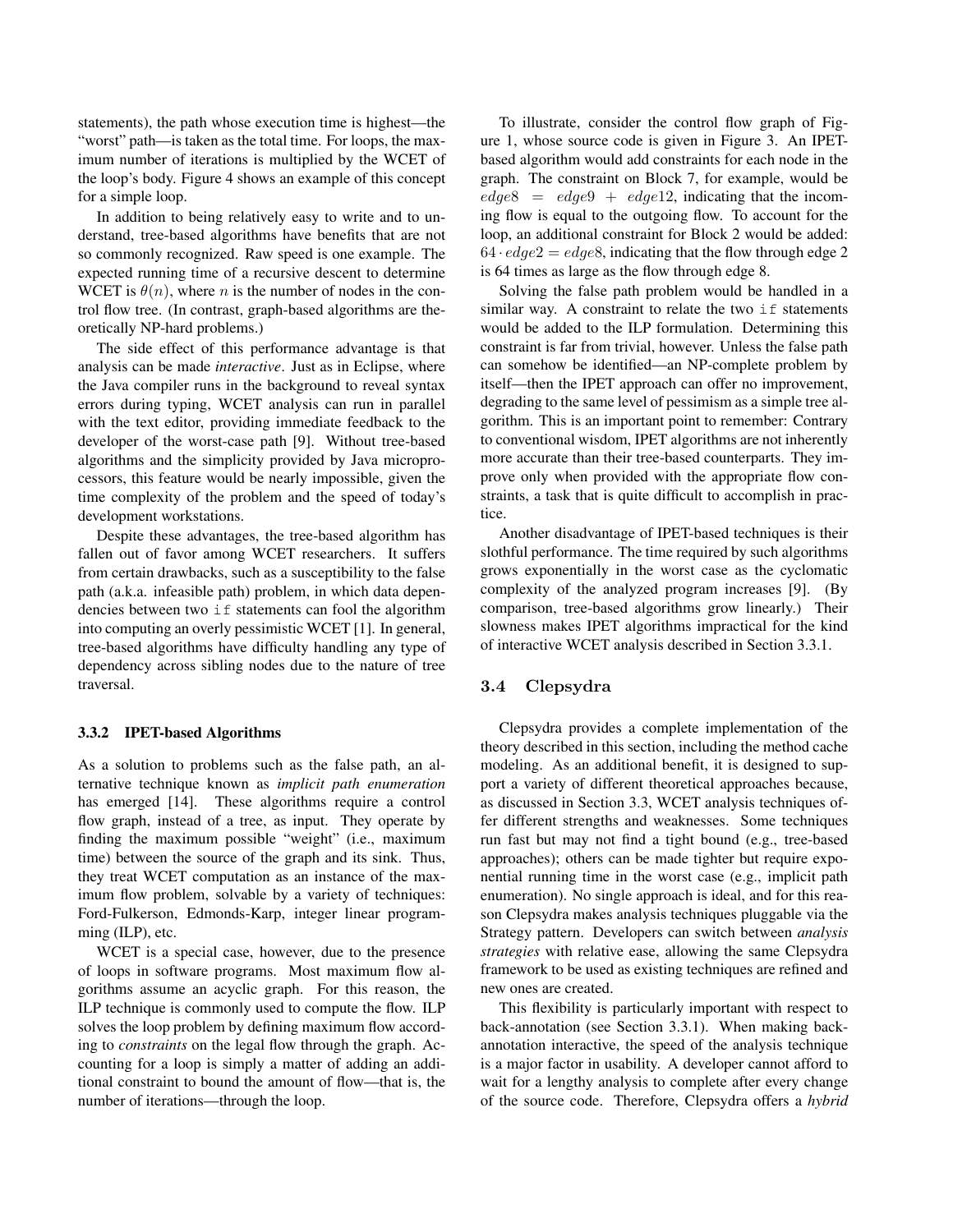statements), the path whose execution time is highest—the "worst" path—is taken as the total time. For loops, the maximum number of iterations is multiplied by the WCET of the loop's body. Figure 4 shows an example of this concept for a simple loop.

In addition to being relatively easy to write and to understand, tree-based algorithms have benefits that are not so commonly recognized. Raw speed is one example. The expected running time of a recursive descent to determine WCET is $\theta(n)$, where $n$ is the number of nodes in the control flow tree. (In contrast, graph-based algorithms are theoretically NP-hard problems.)

The side effect of this performance advantage is that analysis can be made *interactive*. Just as in Eclipse, where the Java compiler runs in the background to reveal syntax errors during typing, WCET analysis can run in parallel with the text editor, providing immediate feedback to the developer of the worst-case path [9]. Without tree-based algorithms and the simplicity provided by Java microprocessors, this feature would be nearly impossible, given the time complexity of the problem and the speed of today's development workstations.

Despite these advantages, the tree-based algorithm has fallen out of favor among WCET researchers. It suffers from certain drawbacks, such as a susceptibility to the false path (a.k.a. infeasible path) problem, in which data dependencies between two `if` statements can fool the algorithm into computing an overly pessimistic WCET [1]. In general, tree-based algorithms have difficulty handling any type of dependency across sibling nodes due to the nature of tree traversal.

#### 3.3.2 IPET-based Algorithms

As a solution to problems such as the false path, an alternative technique known as *implicit path enumeration* has emerged [14]. These algorithms require a control flow graph, instead of a tree, as input. They operate by finding the maximum possible "weight" (i.e., maximum time) between the source of the graph and its sink. Thus, they treat WCET computation as an instance of the maximum flow problem, solvable by a variety of techniques: Ford-Fulkerson, Edmonds-Karp, integer linear programming (ILP), etc.

WCET is a special case, however, due to the presence of loops in software programs. Most maximum flow algorithms assume an acyclic graph. For this reason, the ILP technique is commonly used to compute the flow. ILP solves the loop problem by defining maximum flow according to *constraints* on the legal flow through the graph. Accounting for a loop is simply a matter of adding an additional constraint to bound the amount of flow—that is, the number of iterations—through the loop.

To illustrate, consider the control flow graph of Figure 1, whose source code is given in Figure 3. An IPET-based algorithm would add constraints for each node in the graph. The constraint on Block 7, for example, would be $edge8 = edge9 + edge12$, indicating that the incoming flow is equal to the outgoing flow. To account for the loop, an additional constraint for Block 2 would be added: $64 \cdot edge2 = edge8$, indicating that the flow through edge 2 is 64 times as large as the flow through edge 8.

Solving the false path problem would be handled in a similar way. A constraint to relate the two `if` statements would be added to the ILP formulation. Determining this constraint is far from trivial, however. Unless the false path can somehow be identified—an NP-complete problem by itself—then the IPET approach can offer no improvement, degrading to the same level of pessimism as a simple tree algorithm. This is an important point to remember: Contrary to conventional wisdom, IPET algorithms are not inherently more accurate than their tree-based counterparts. They improve only when provided with the appropriate flow constraints, a task that is quite difficult to accomplish in practice.

Another disadvantage of IPET-based techniques is their slothful performance. The time required by such algorithms grows exponentially in the worst case as the cyclomatic complexity of the analyzed program increases [9]. (By comparison, tree-based algorithms grow linearly.) Their slowness makes IPET algorithms impractical for the kind of interactive WCET analysis described in Section 3.3.1.

### 3.4 Clepsydra

Clepsydra provides a complete implementation of the theory described in this section, including the method cache modeling. As an additional benefit, it is designed to support a variety of different theoretical approaches because, as discussed in Section 3.3, WCET analysis techniques offer different strengths and weaknesses. Some techniques run fast but may not find a tight bound (e.g., tree-based approaches); others can be made tighter but require exponential running time in the worst case (e.g., implicit path enumeration). No single approach is ideal, and for this reason Clepsydra makes analysis techniques pluggable via the Strategy pattern. Developers can switch between *analysis strategies* with relative ease, allowing the same Clepsydra framework to be used as existing techniques are refined and new ones are created.

This flexibility is particularly important with respect to back-annotation (see Section 3.3.1). When making back-annotation interactive, the speed of the analysis technique is a major factor in usability. A developer cannot afford to wait for a lengthy analysis to complete after every change of the source code. Therefore, Clepsydra offers a *hybrid*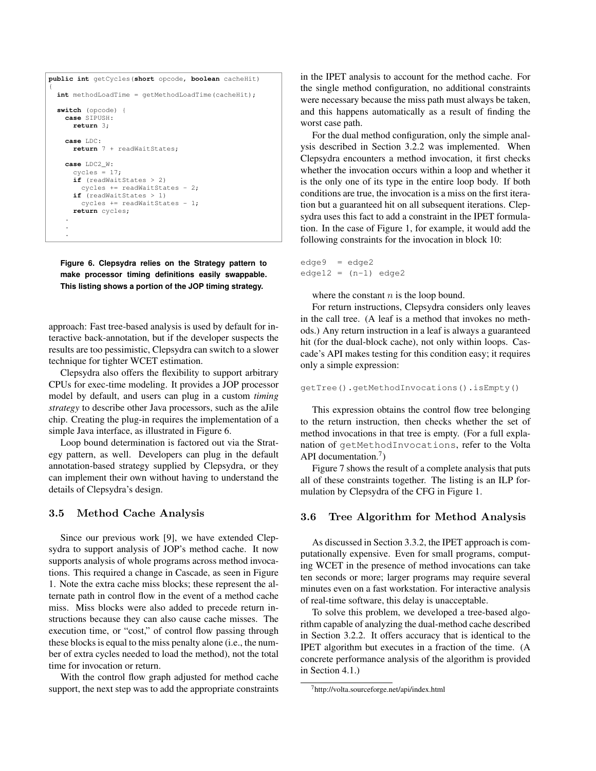```java
public int getCycles(short opcode, boolean cacheHit)
{
  int methodLoadTime = getMethodLoadTime(cacheHit);

  switch (opcode) {
    case SIPUSH:
      return 3;

    case LDC:
      return 7 + readWaitStates;

    case LDC2_W:
      cycles = 17;
      if (readWaitStates > 2)
        cycles += readWaitStates - 2;
      if (readWaitStates > 1)
        cycles += readWaitStates - 1;
      return cycles;
    .
    .
    .
```

**Figure 6. Clepsydra relies on the Strategy pattern to make processor timing definitions easily swappable. This listing shows a portion of the JOP timing strategy.**

approach: Fast tree-based analysis is used by default for interactive back-annotation, but if the developer suspects the results are too pessimistic, Clepsydra can switch to a slower technique for tighter WCET estimation.

Clepsydra also offers the flexibility to support arbitrary CPUs for exec-time modeling. It provides a JOP processor model by default, and users can plug in a custom *timing strategy* to describe other Java processors, such as the aJile chip. Creating the plug-in requires the implementation of a simple Java interface, as illustrated in Figure 6.

Loop bound determination is factored out via the Strategy pattern, as well. Developers can plug in the default annotation-based strategy supplied by Clepsydra, or they can implement their own without having to understand the details of Clepsydra's design.

### 3.5 Method Cache Analysis

Since our previous work [9], we have extended Clepsydra to support analysis of JOP's method cache. It now supports analysis of whole programs across method invocations. This required a change in Cascade, as seen in Figure 1. Note the extra cache miss blocks; these represent the alternate path in control flow in the event of a method cache miss. Miss blocks were also added to precede return instructions because they can also cause cache misses. The execution time, or "cost," of control flow passing through these blocks is equal to the miss penalty alone (i.e., the number of extra cycles needed to load the method), not the total time for invocation or return.

With the control flow graph adjusted for method cache support, the next step was to add the appropriate constraints in the IPET analysis to account for the method cache. For the single method configuration, no additional constraints were necessary because the miss path must always be taken, and this happens automatically as a result of finding the worst case path.

For the dual method configuration, only the simple analysis described in Section 3.2.2 was implemented. When Clepsydra encounters a method invocation, it first checks whether the invocation occurs within a loop and whether it is the only one of its type in the entire loop body. If both conditions are true, the invocation is a miss on the first iteration but a guaranteed hit on all subsequent iterations. Clepsydra uses this fact to add a constraint in the IPET formulation. In the case of Figure 1, for example, it would add the following constraints for the invocation in block 10:

```
edge9  = edge2
edge12 = (n-1) edge2
```

where the constant $n$ is the loop bound.

For return instructions, Clepsydra considers only leaves in the call tree. (A leaf is a method that invokes no methods.) Any return instruction in a leaf is always a guaranteed hit (for the dual-block cache), not only within loops. Cascade's API makes testing for this condition easy; it requires only a simple expression:

```
getTree().getMethodInvocations().isEmpty()
```

This expression obtains the control flow tree belonging to the return instruction, then checks whether the set of method invocations in that tree is empty. (For a full explanation of `getMethodInvocations`, refer to the Volta API documentation.[7])

Figure 7 shows the result of a complete analysis that puts all of these constraints together. The listing is an ILP formulation by Clepsydra of the CFG in Figure 1.

### 3.6 Tree Algorithm for Method Analysis

As discussed in Section 3.3.2, the IPET approach is computationally expensive. Even for small programs, computing WCET in the presence of method invocations can take ten seconds or more; larger programs may require several minutes even on a fast workstation. For interactive analysis of real-time software, this delay is unacceptable.

To solve this problem, we developed a tree-based algorithm capable of analyzing the dual-method cache described in Section 3.2.2. It offers accuracy that is identical to the IPET algorithm but executes in a fraction of the time. (A concrete performance analysis of the algorithm is provided in Section 4.1.)

[7] http://volta.sourceforge.net/api/index.html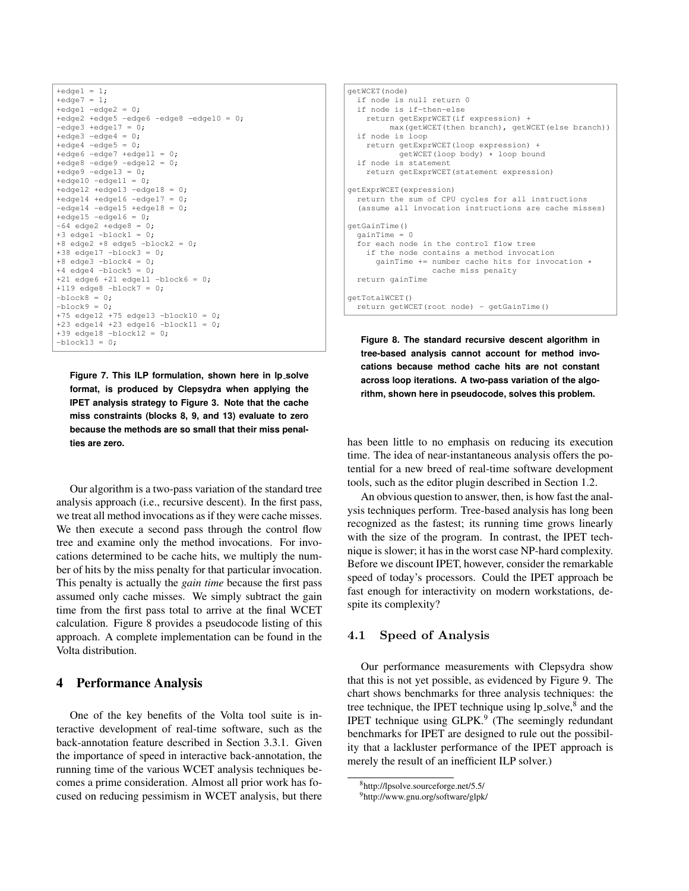```
+edge1 = 1;
+edge7 = 1;
+edge1 -edge2 = 0;
+edge2 +edge5 -edge6 -edge8 -edge10 = 0;
-edge3 +edge17 = 0;
+edge3 -edge4 = 0;
+edge4 -edge5 = 0;
+edge6 -edge7 +edge11 = 0;
+edge8 -edge9 -edge12 = 0;
+edge9 -edge13 = 0;
+edge10 -edge11 = 0;
+edge12 +edge13 -edge18 = 0;
+edge14 +edge16 -edge17 = 0;
-edge14 -edge15 +edge18 = 0;
+edge15 -edge16 = 0;
-64 edge2 +edge8 = 0;
+3 edge1 -block1 = 0;
+8 edge2 +8 edge5 -block2 = 0;
+38 edge17 -block3 = 0;
+8 edge3 -block4 = 0;
+4 edge4 -block5 = 0;
+21 edge6 +21 edge11 -block6 = 0;
+119 edge8 -block7 = 0;
-block8 = 0;
-block9 = 0;
+75 edge12 +75 edge13 -block10 = 0;
+23 edge14 +23 edge16 -block11 = 0;
+39 edge18 -block12 = 0;
-block13 = 0;
```

**Figure 7. This ILP formulation, shown here in lp_solve format, is produced by Clepsydra when applying the IPET analysis strategy to Figure 3. Note that the cache miss constraints (blocks 8, 9, and 13) evaluate to zero because the methods are so small that their miss penalties are zero.**

Our algorithm is a two-pass variation of the standard tree analysis approach (i.e., recursive descent). In the first pass, we treat all method invocations as if they were cache misses. We then execute a second pass through the control flow tree and examine only the method invocations. For invocations determined to be cache hits, we multiply the number of hits by the miss penalty for that particular invocation. This penalty is actually the *gain time* because the first pass assumed only cache misses. We simply subtract the gain time from the first pass total to arrive at the final WCET calculation. Figure 8 provides a pseudocode listing of this approach. A complete implementation can be found in the Volta distribution.

```
getWCET(node)
  if node is null return 0
  if node is if-then-else
    return getExprWCET(if expression) +
         max(getWCET(then branch), getWCET(else branch))
  if node is loop
    return getExprWCET(loop expression) +
           getWCET(loop body) * loop bound
  if node is statement
    return getExprWCET(statement expression)

getExprWCET(expression)
  return the sum of CPU cycles for all instructions
  (assume all invocation instructions are cache misses)

getGainTime()
  gainTime = 0
  for each node in the control flow tree
    if the node contains a method invocation
      gainTime += number cache hits for invocation *
                  cache miss penalty
  return gainTime

getTotalWCET()
  return getWCET(root node) - getGainTime()
```

**Figure 8. The standard recursive descent algorithm in tree-based analysis cannot account for method invocations because method cache hits are not constant across loop iterations. A two-pass variation of the algorithm, shown here in pseudocode, solves this problem.**

## 4 Performance Analysis

One of the key benefits of the Volta tool suite is interactive development of real-time software, such as the back-annotation feature described in Section 3.3.1. Given the importance of speed in interactive back-annotation, the running time of the various WCET analysis techniques becomes a prime consideration. Almost all prior work has focused on reducing pessimism in WCET analysis, but there has been little to no emphasis on reducing its execution time. The idea of near-instantaneous analysis offers the potential for a new breed of real-time software development tools, such as the editor plugin described in Section 1.2.

An obvious question to answer, then, is how fast the analysis techniques perform. Tree-based analysis has long been recognized as the fastest; its running time grows linearly with the size of the program. In contrast, the IPET technique is slower; it has in the worst case NP-hard complexity. Before we discount IPET, however, consider the remarkable speed of today's processors. Could the IPET approach be fast enough for interactivity on modern workstations, despite its complexity?

### 4.1 Speed of Analysis

Our performance measurements with Clepsydra show that this is not yet possible, as evidenced by Figure 9. The chart shows benchmarks for three analysis techniques: the tree technique, the IPET technique using lp_solve,[8] and the IPET technique using GLPK.[9] (The seemingly redundant benchmarks for IPET are designed to rule out the possibility that a lackluster performance of the IPET approach is merely the result of an inefficient ILP solver.)

[8] http://lpsolve.sourceforge.net/5.5/

[9] http://www.gnu.org/software/glpk/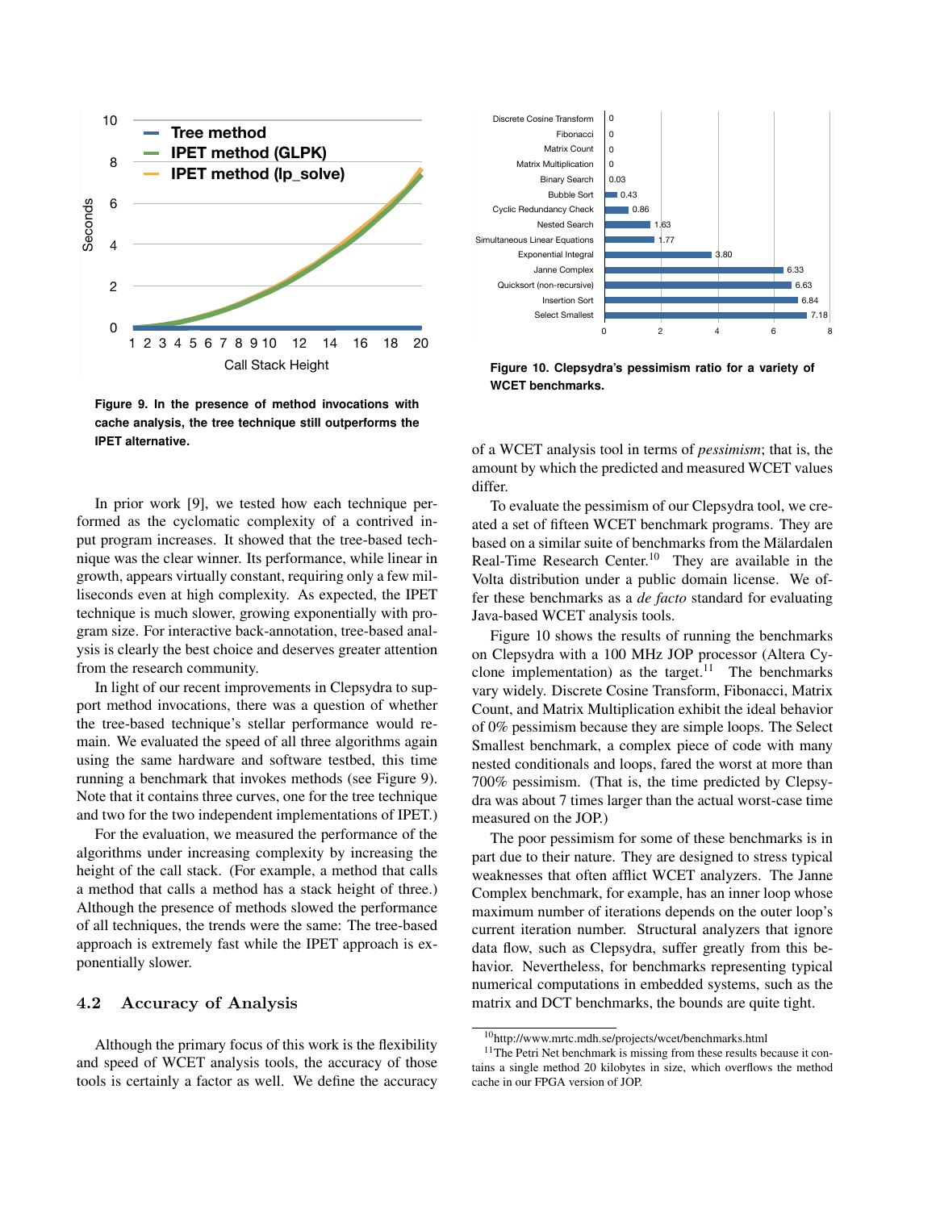**Figure 9. In the presence of method invocations with cache analysis, the tree technique still outperforms the IPET alternative.**

In prior work [9], we tested how each technique performed as the cyclomatic complexity of a contrived input program increases. It showed that the tree-based technique was the clear winner. Its performance, while linear in growth, appears virtually constant, requiring only a few milliseconds even at high complexity. As expected, the IPET technique is much slower, growing exponentially with program size. For interactive back-annotation, tree-based analysis is clearly the best choice and deserves greater attention from the research community.

In light of our recent improvements in Clepsydra to support method invocations, there was a question of whether the tree-based technique's stellar performance would remain. We evaluated the speed of all three algorithms again using the same hardware and software testbed, this time running a benchmark that invokes methods (see Figure 9). Note that it contains three curves, one for the tree technique and two for the two independent implementations of IPET.)

For the evaluation, we measured the performance of the algorithms under increasing complexity by increasing the height of the call stack. (For example, a method that calls a method that calls a method has a stack height of three.) Although the presence of methods slowed the performance of all techniques, the trends were the same: The tree-based approach is extremely fast while the IPET approach is exponentially slower.

## 4.2 Accuracy of Analysis

Although the primary focus of this work is the flexibility and speed of WCET analysis tools, the accuracy of those tools is certainly a factor as well. We define the accuracy of a WCET analysis tool in terms of *pessimism*; that is, the amount by which the predicted and measured WCET values differ.

**Figure 10. Clepsydra's pessimism ratio for a variety of WCET benchmarks.**

To evaluate the pessimism of our Clepsydra tool, we created a set of fifteen WCET benchmark programs. They are based on a similar suite of benchmarks from the Mälardalen Real-Time Research Center.[10] They are available in the Volta distribution under a public domain license. We offer these benchmarks as a *de facto* standard for evaluating Java-based WCET analysis tools.

Figure 10 shows the results of running the benchmarks on Clepsydra with a 100 MHz JOP processor (Altera Cyclone implementation) as the target.[11] The benchmarks vary widely. Discrete Cosine Transform, Fibonacci, Matrix Count, and Matrix Multiplication exhibit the ideal behavior of 0% pessimism because they are simple loops. The Select Smallest benchmark, a complex piece of code with many nested conditionals and loops, fared the worst at more than 700% pessimism. (That is, the time predicted by Clepsydra was about 7 times larger than the actual worst-case time measured on the JOP.)

The poor pessimism for some of these benchmarks is in part due to their nature. They are designed to stress typical weaknesses that often afflict WCET analyzers. The Janne Complex benchmark, for example, has an inner loop whose maximum number of iterations depends on the outer loop's current iteration number. Structural analyzers that ignore data flow, such as Clepsydra, suffer greatly from this behavior. Nevertheless, for benchmarks representing typical numerical computations in embedded systems, such as the matrix and DCT benchmarks, the bounds are quite tight.

[10] http://www.mrtc.mdh.se/projects/wcet/benchmarks.html

[11] The Petri Net benchmark is missing from these results because it contains a single method 20 kilobytes in size, which overflows the method cache in our FPGA version of JOP.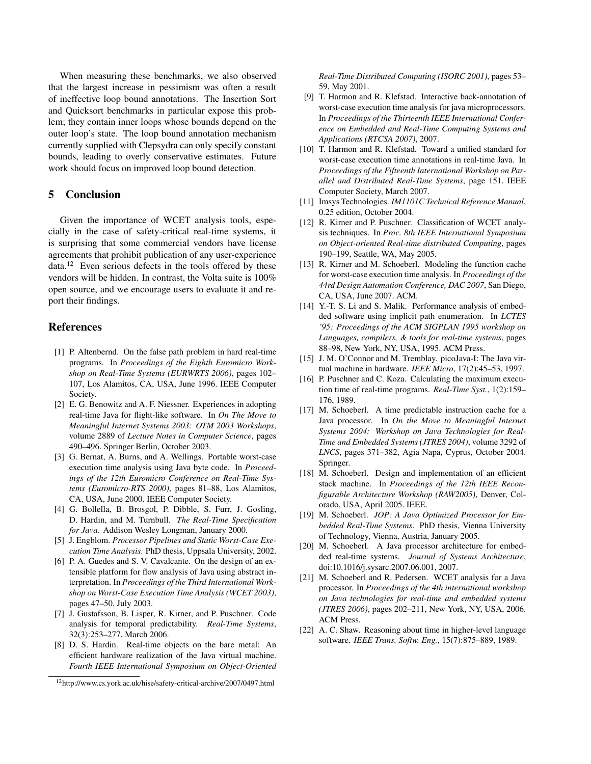When measuring these benchmarks, we also observed that the largest increase in pessimism was often a result of ineffective loop bound annotations. The Insertion Sort and Quicksort benchmarks in particular expose this problem; they contain inner loops whose bounds depend on the outer loop's state. The loop bound annotation mechanism currently supplied with Clepsydra can only specify constant bounds, leading to overly conservative estimates. Future work should focus on improved loop bound detection.

## 5 Conclusion

Given the importance of WCET analysis tools, especially in the case of safety-critical real-time systems, it is surprising that some commercial vendors have license agreements that prohibit publication of any user-experience data.[12] Even serious defects in the tools offered by these vendors will be hidden. In contrast, the Volta suite is 100% open source, and we encourage users to evaluate it and report their findings.

## References

[1] P. Altenbernd. On the false path problem in hard real-time programs. In *Proceedings of the Eighth Euromicro Workshop on Real-Time Systems (EURWRTS 2006)*, pages 102–107, Los Alamitos, CA, USA, June 1996. IEEE Computer Society.

[2] E. G. Benowitz and A. F. Niessner. Experiences in adopting real-time Java for flight-like software. In *On The Move to Meaningful Internet Systems 2003: OTM 2003 Workshops*, volume 2889 of *Lecture Notes in Computer Science*, pages 490–496. Springer Berlin, October 2003.

[3] G. Bernat, A. Burns, and A. Wellings. Portable worst-case execution time analysis using Java byte code. In *Proceedings of the 12th Euromicro Conference on Real-Time Systems (Euromicro-RTS 2000)*, pages 81–88, Los Alamitos, CA, USA, June 2000. IEEE Computer Society.

[4] G. Bollella, B. Brosgol, P. Dibble, S. Furr, J. Gosling, D. Hardin, and M. Turnbull. *The Real-Time Specification for Java*. Addison Wesley Longman, January 2000.

[5] J. Engblom. *Processor Pipelines and Static Worst-Case Execution Time Analysis*. PhD thesis, Uppsala University, 2002.

[6] P. A. Guedes and S. V. Cavalcante. On the design of an extensible platform for flow analysis of Java using abstract interpretation. In *Proceedings of the Third International Workshop on Worst-Case Execution Time Analysis (WCET 2003)*, pages 47–50, July 2003.

[7] J. Gustafsson, B. Lisper, R. Kirner, and P. Puschner. Code analysis for temporal predictability. *Real-Time Systems*, 32(3):253–277, March 2006.

[8] D. S. Hardin. Real-time objects on the bare metal: An efficient hardware realization of the Java virtual machine. *Fourth IEEE International Symposium on Object-Oriented Real-Time Distributed Computing (ISORC 2001)*, pages 53–59, May 2001.

[9] T. Harmon and R. Klefstad. Interactive back-annotation of worst-case execution time analysis for java microprocessors. In *Proceedings of the Thirteenth IEEE International Conference on Embedded and Real-Time Computing Systems and Applications (RTCSA 2007)*, 2007.

[10] T. Harmon and R. Klefstad. Toward a unified standard for worst-case execution time annotations in real-time Java. In *Proceedings of the Fifteenth International Workshop on Parallel and Distributed Real-Time Systems*, page 151. IEEE Computer Society, March 2007.

[11] Imsys Technologies. *IM1101C Technical Reference Manual*, 0.25 edition, October 2004.

[12] R. Kirner and P. Puschner. Classification of WCET analysis techniques. In *Proc. 8th IEEE International Symposium on Object-oriented Real-time distributed Computing*, pages 190–199, Seattle, WA, May 2005.

[13] R. Kirner and M. Schoeberl. Modeling the function cache for worst-case execution time analysis. In *Proceedings of the 44rd Design Automation Conference, DAC 2007*, San Diego, CA, USA, June 2007. ACM.

[14] Y.-T. S. Li and S. Malik. Performance analysis of embedded software using implicit path enumeration. In *LCTES '95: Proceedings of the ACM SIGPLAN 1995 workshop on Languages, compilers, & tools for real-time systems*, pages 88–98, New York, NY, USA, 1995. ACM Press.

[15] J. M. O'Connor and M. Tremblay. picoJava-I: The Java virtual machine in hardware. *IEEE Micro*, 17(2):45–53, 1997.

[16] P. Puschner and C. Koza. Calculating the maximum execution time of real-time programs. *Real-Time Syst.*, 1(2):159–176, 1989.

[17] M. Schoeberl. A time predictable instruction cache for a Java processor. In *On the Move to Meaningful Internet Systems 2004: Workshop on Java Technologies for Real-Time and Embedded Systems (JTRES 2004)*, volume 3292 of *LNCS*, pages 371–382, Agia Napa, Cyprus, October 2004. Springer.

[18] M. Schoeberl. Design and implementation of an efficient stack machine. In *Proceedings of the 12th IEEE Reconfigurable Architecture Workshop (RAW2005)*, Denver, Colorado, USA, April 2005. IEEE.

[19] M. Schoeberl. *JOP: A Java Optimized Processor for Embedded Real-Time Systems*. PhD thesis, Vienna University of Technology, Vienna, Austria, January 2005.

[20] M. Schoeberl. A Java processor architecture for embedded real-time systems. *Journal of Systems Architecture*, doi:10.1016/j.sysarc.2007.06.001, 2007.

[21] M. Schoeberl and R. Pedersen. WCET analysis for a Java processor. In *Proceedings of the 4th international workshop on Java technologies for real-time and embedded systems (JTRES 2006)*, pages 202–211, New York, NY, USA, 2006. ACM Press.

[22] A. C. Shaw. Reasoning about time in higher-level language software. *IEEE Trans. Softw. Eng.*, 15(7):875–889, 1989.

[12] http://www.cs.york.ac.uk/hise/safety-critical-archive/2007/0497.html